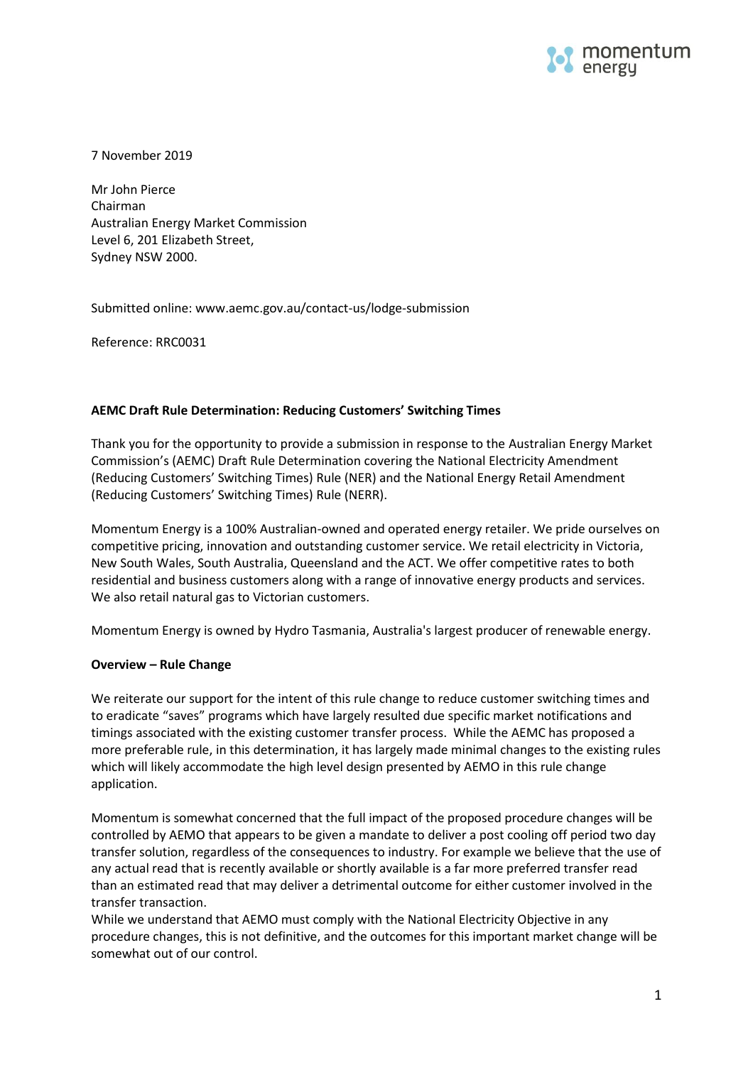7 November 2019

Mr John Pierce
Chairman
Australian Energy Market Commission
Level 6, 201 Elizabeth Street,
Sydney NSW 2000.

Submitted online: www.aemc.gov.au/contact-us/lodge-submission

Reference: RRC0031

**AEMC Draft Rule Determination: Reducing Customers' Switching Times**

Thank you for the opportunity to provide a submission in response to the Australian Energy Market Commission's (AEMC) Draft Rule Determination covering the National Electricity Amendment (Reducing Customers' Switching Times) Rule (NER) and the National Energy Retail Amendment (Reducing Customers' Switching Times) Rule (NERR).

Momentum Energy is a 100% Australian-owned and operated energy retailer. We pride ourselves on competitive pricing, innovation and outstanding customer service. We retail electricity in Victoria, New South Wales, South Australia, Queensland and the ACT. We offer competitive rates to both residential and business customers along with a range of innovative energy products and services. We also retail natural gas to Victorian customers.

Momentum Energy is owned by Hydro Tasmania, Australia's largest producer of renewable energy.

**Overview – Rule Change**

We reiterate our support for the intent of this rule change to reduce customer switching times and to eradicate "saves" programs which have largely resulted due specific market notifications and timings associated with the existing customer transfer process. While the AEMC has proposed a more preferable rule, in this determination, it has largely made minimal changes to the existing rules which will likely accommodate the high level design presented by AEMO in this rule change application.

Momentum is somewhat concerned that the full impact of the proposed procedure changes will be controlled by AEMO that appears to be given a mandate to deliver a post cooling off period two day transfer solution, regardless of the consequences to industry. For example we believe that the use of any actual read that is recently available or shortly available is a far more preferred transfer read than an estimated read that may deliver a detrimental outcome for either customer involved in the transfer transaction.

While we understand that AEMO must comply with the National Electricity Objective in any procedure changes, this is not definitive, and the outcomes for this important market change will be somewhat out of our control.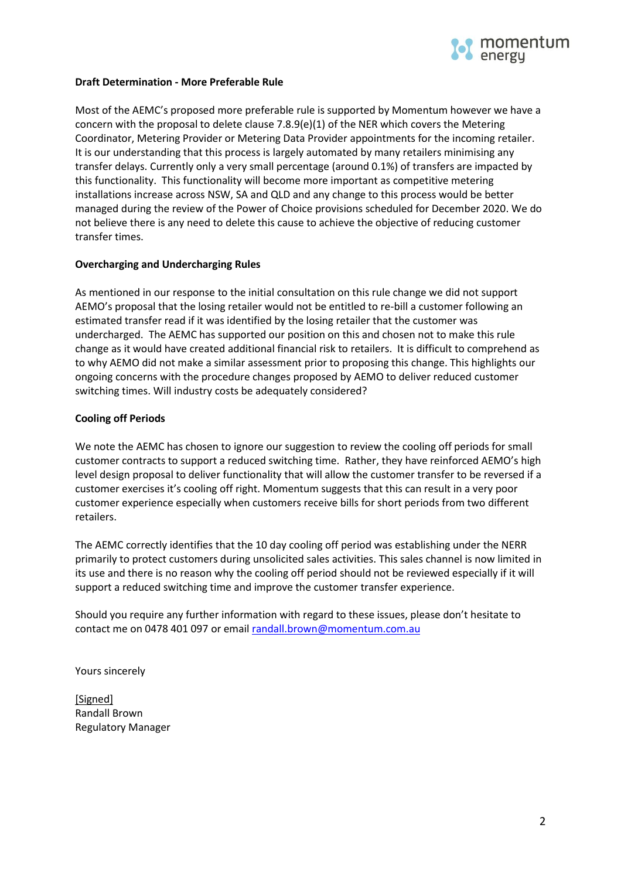**Draft Determination - More Preferable Rule**

Most of the AEMC's proposed more preferable rule is supported by Momentum however we have a concern with the proposal to delete clause 7.8.9(e)(1) of the NER which covers the Metering Coordinator, Metering Provider or Metering Data Provider appointments for the incoming retailer. It is our understanding that this process is largely automated by many retailers minimising any transfer delays. Currently only a very small percentage (around 0.1%) of transfers are impacted by this functionality. This functionality will become more important as competitive metering installations increase across NSW, SA and QLD and any change to this process would be better managed during the review of the Power of Choice provisions scheduled for December 2020. We do not believe there is any need to delete this cause to achieve the objective of reducing customer transfer times.

**Overcharging and Undercharging Rules**

As mentioned in our response to the initial consultation on this rule change we did not support AEMO's proposal that the losing retailer would not be entitled to re-bill a customer following an estimated transfer read if it was identified by the losing retailer that the customer was undercharged. The AEMC has supported our position on this and chosen not to make this rule change as it would have created additional financial risk to retailers. It is difficult to comprehend as to why AEMO did not make a similar assessment prior to proposing this change. This highlights our ongoing concerns with the procedure changes proposed by AEMO to deliver reduced customer switching times. Will industry costs be adequately considered?

**Cooling off Periods**

We note the AEMC has chosen to ignore our suggestion to review the cooling off periods for small customer contracts to support a reduced switching time. Rather, they have reinforced AEMO's high level design proposal to deliver functionality that will allow the customer transfer to be reversed if a customer exercises it's cooling off right. Momentum suggests that this can result in a very poor customer experience especially when customers receive bills for short periods from two different retailers.

The AEMC correctly identifies that the 10 day cooling off period was establishing under the NERR primarily to protect customers during unsolicited sales activities. This sales channel is now limited in its use and there is no reason why the cooling off period should not be reviewed especially if it will support a reduced switching time and improve the customer transfer experience.

Should you require any further information with regard to these issues, please don't hesitate to contact me on 0478 401 097 or email randall.brown@momentum.com.au

Yours sincerely

[Signed]
Randall Brown
Regulatory Manager